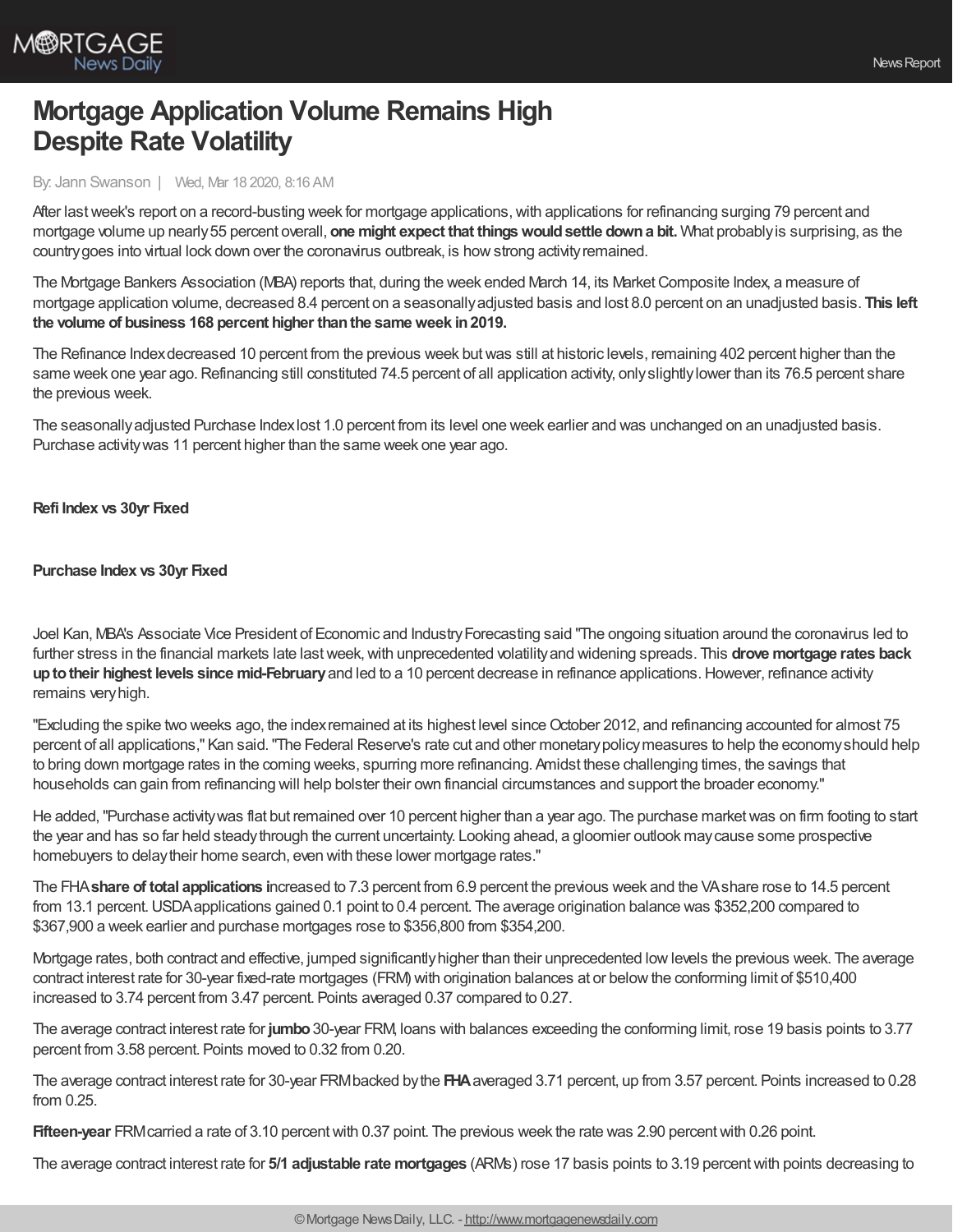# Mortgage Application Volume Remains High Despite Rate Volatility

By: Jann Swanson | Wed, Mar 18 2020, 8:16 AM

After last week's report on a record-busting week for mortgage applications, with applications for refinancing surging 79 percent and mortgage volume up nearly 55 percent overall, **one might expect that things would settle down a bit.** What probably is surprising, as the country goes into virtual lock down over the coronavirus outbreak, is how strong activity remained.

The Mortgage Bankers Association (MBA) reports that, during the week ended March 14, its Market Composite Index, a measure of mortgage application volume, decreased 8.4 percent on a seasonally adjusted basis and lost 8.0 percent on an unadjusted basis. **This left the volume of business 168 percent higher than the same week in 2019.**

The Refinance Index decreased 10 percent from the previous week but was still at historic levels, remaining 402 percent higher than the same week one year ago. Refinancing still constituted 74.5 percent of all application activity, only slightly lower than its 76.5 percent share the previous week.

The seasonally adjusted Purchase Index lost 1.0 percent from its level one week earlier and was unchanged on an unadjusted basis. Purchase activity was 11 percent higher than the same week one year ago.

**Refi Index vs 30yr Fixed**

**Purchase Index vs 30yr Fixed**

Joel Kan, MBA's Associate Vice President of Economic and Industry Forecasting said "The ongoing situation around the coronavirus led to further stress in the financial markets late last week, with unprecedented volatility and widening spreads. This **drove mortgage rates back up to their highest levels since mid-February** and led to a 10 percent decrease in refinance applications. However, refinance activity remains very high.

"Excluding the spike two weeks ago, the index remained at its highest level since October 2012, and refinancing accounted for almost 75 percent of all applications," Kan said. "The Federal Reserve's rate cut and other monetary policy measures to help the economy should help to bring down mortgage rates in the coming weeks, spurring more refinancing. Amidst these challenging times, the savings that households can gain from refinancing will help bolster their own financial circumstances and support the broader economy."

He added, "Purchase activity was flat but remained over 10 percent higher than a year ago. The purchase market was on firm footing to start the year and has so far held steady through the current uncertainty. Looking ahead, a gloomier outlook may cause some prospective homebuyers to delay their home search, even with these lower mortgage rates."

The FHA **share of total applications i**ncreased to 7.3 percent from 6.9 percent the previous week and the VA share rose to 14.5 percent from 13.1 percent. USDA applications gained 0.1 point to 0.4 percent. The average origination balance was $352,200 compared to $367,900 a week earlier and purchase mortgages rose to $356,800 from $354,200.

Mortgage rates, both contract and effective, jumped significantly higher than their unprecedented low levels the previous week. The average contract interest rate for 30-year fixed-rate mortgages (FRM) with origination balances at or below the conforming limit of $510,400 increased to 3.74 percent from 3.47 percent. Points averaged 0.37 compared to 0.27.

The average contract interest rate for **jumbo** 30-year FRM, loans with balances exceeding the conforming limit, rose 19 basis points to 3.77 percent from 3.58 percent. Points moved to 0.32 from 0.20.

The average contract interest rate for 30-year FRM backed by the **FHA** averaged 3.71 percent, up from 3.57 percent. Points increased to 0.28 from 0.25.

**Fifteen-year** FRM carried a rate of 3.10 percent with 0.37 point. The previous week the rate was 2.90 percent with 0.26 point.

The average contract interest rate for **5/1 adjustable rate mortgages** (ARMs) rose 17 basis points to 3.19 percent with points decreasing to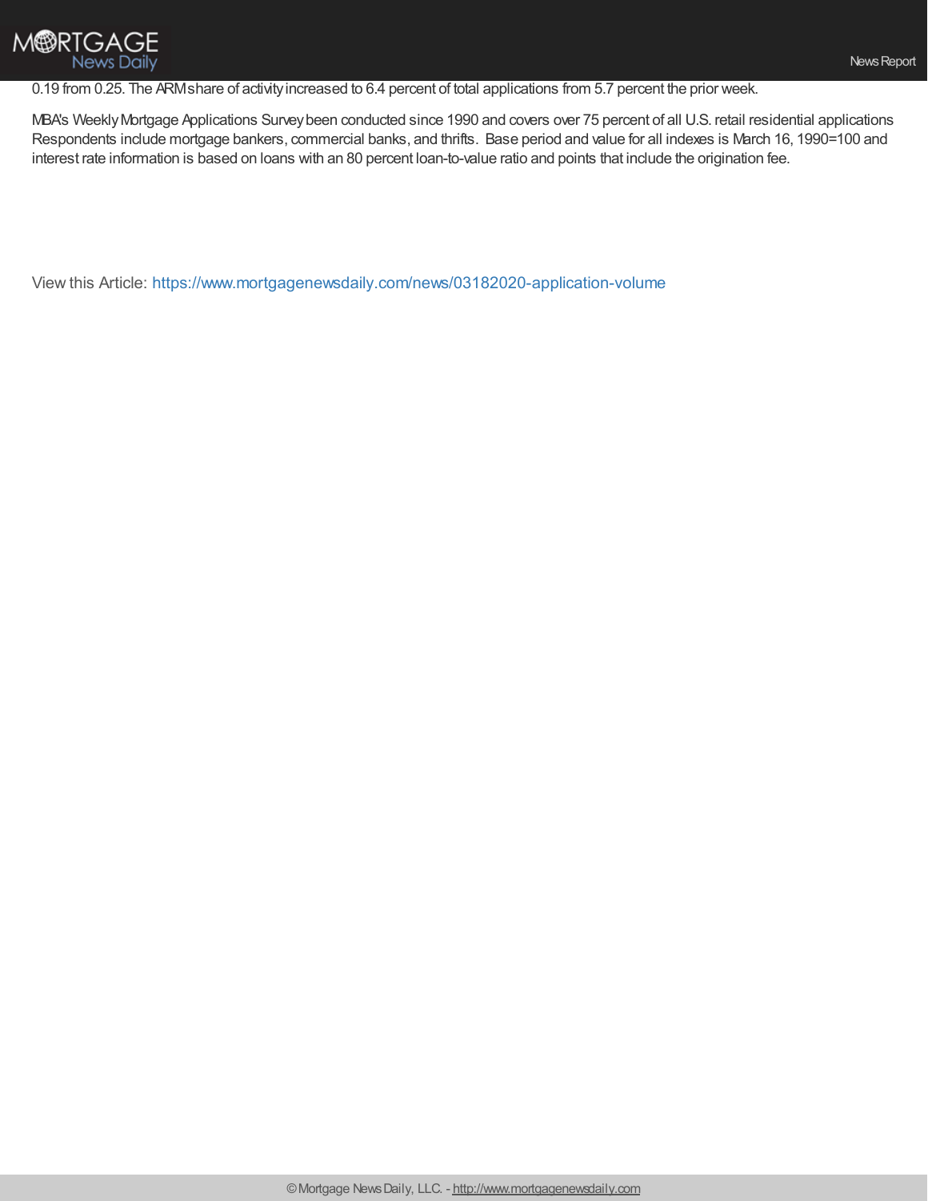0.19 from 0.25. The ARM share of activity increased to 6.4 percent of total applications from 5.7 percent the prior week.

MBA's Weekly Mortgage Applications Survey been conducted since 1990 and covers over 75 percent of all U.S. retail residential applications Respondents include mortgage bankers, commercial banks, and thrifts. Base period and value for all indexes is March 16, 1990=100 and interest rate information is based on loans with an 80 percent loan-to-value ratio and points that include the origination fee.

View this Article: https://www.mortgagenewsdaily.com/news/03182020-application-volume